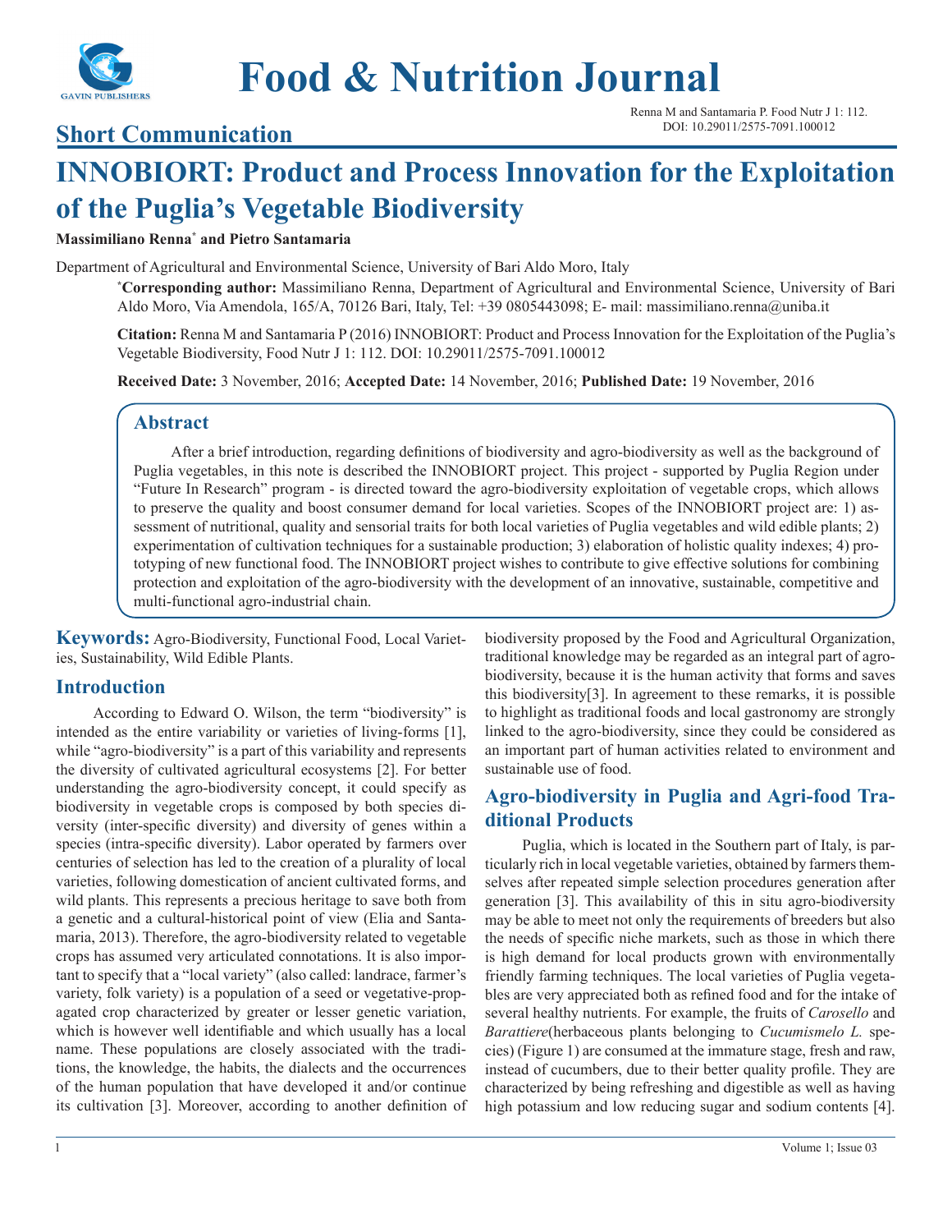# INNOBIORT: Product and Process Innovation for the Exploitation of the Puglia's Vegetable Biodiversity

**Massimiliano Renna*** **and Pietro Santamaria**

Department of Agricultural and Environmental Science, University of Bari Aldo Moro, Italy

***Corresponding author:** Massimiliano Renna, Department of Agricultural and Environmental Science, University of Bari Aldo Moro, Via Amendola, 165/A, 70126 Bari, Italy, Tel: +39 0805443098; E- mail: massimiliano.renna@uniba.it

**Citation:** Renna M and Santamaria P (2016) INNOBIORT: Product and Process Innovation for the Exploitation of the Puglia's Vegetable Biodiversity, Food Nutr J 1: 112. DOI: 10.29011/2575-7091.100012

**Received Date:** 3 November, 2016; **Accepted Date:** 14 November, 2016; **Published Date:** 19 November, 2016

## Abstract

After a brief introduction, regarding definitions of biodiversity and agro-biodiversity as well as the background of Puglia vegetables, in this note is described the INNOBIORT project. This project - supported by Puglia Region under "Future In Research" program - is directed toward the agro-biodiversity exploitation of vegetable crops, which allows to preserve the quality and boost consumer demand for local varieties. Scopes of the INNOBIORT project are: 1) assessment of nutritional, quality and sensorial traits for both local varieties of Puglia vegetables and wild edible plants; 2) experimentation of cultivation techniques for a sustainable production; 3) elaboration of holistic quality indexes; 4) prototyping of new functional food. The INNOBIORT project wishes to contribute to give effective solutions for combining protection and exploitation of the agro-biodiversity with the development of an innovative, sustainable, competitive and multi-functional agro-industrial chain.

**Keywords:** Agro-Biodiversity, Functional Food, Local Varieties, Sustainability, Wild Edible Plants.

## Introduction

According to Edward O. Wilson, the term "biodiversity" is intended as the entire variability or varieties of living-forms [1], while "agro-biodiversity" is a part of this variability and represents the diversity of cultivated agricultural ecosystems [2]. For better understanding the agro-biodiversity concept, it could specify as biodiversity in vegetable crops is composed by both species diversity (inter-specific diversity) and diversity of genes within a species (intra-specific diversity). Labor operated by farmers over centuries of selection has led to the creation of a plurality of local varieties, following domestication of ancient cultivated forms, and wild plants. This represents a precious heritage to save both from a genetic and a cultural-historical point of view (Elia and Santamaria, 2013). Therefore, the agro-biodiversity related to vegetable crops has assumed very articulated connotations. It is also important to specify that a "local variety" (also called: landrace, farmer's variety, folk variety) is a population of a seed or vegetative-propagated crop characterized by greater or lesser genetic variation, which is however well identifiable and which usually has a local name. These populations are closely associated with the traditions, the knowledge, the habits, the dialects and the occurrences of the human population that have developed it and/or continue its cultivation [3]. Moreover, according to another definition of biodiversity proposed by the Food and Agricultural Organization, traditional knowledge may be regarded as an integral part of agro-biodiversity, because it is the human activity that forms and saves this biodiversity[3]. In agreement to these remarks, it is possible to highlight as traditional foods and local gastronomy are strongly linked to the agro-biodiversity, since they could be considered as an important part of human activities related to environment and sustainable use of food.

## Agro-biodiversity in Puglia and Agri-food Traditional Products

Puglia, which is located in the Southern part of Italy, is particularly rich in local vegetable varieties, obtained by farmers themselves after repeated simple selection procedures generation after generation [3]. This availability of this in situ agro-biodiversity may be able to meet not only the requirements of breeders but also the needs of specific niche markets, such as those in which there is high demand for local products grown with environmentally friendly farming techniques. The local varieties of Puglia vegetables are very appreciated both as refined food and for the intake of several healthy nutrients. For example, the fruits of *Carosello* and *Barattiere*(herbaceous plants belonging to *Cucumismelo L.* species) (Figure 1) are consumed at the immature stage, fresh and raw, instead of cucumbers, due to their better quality profile. They are characterized by being refreshing and digestible as well as having high potassium and low reducing sugar and sodium contents [4].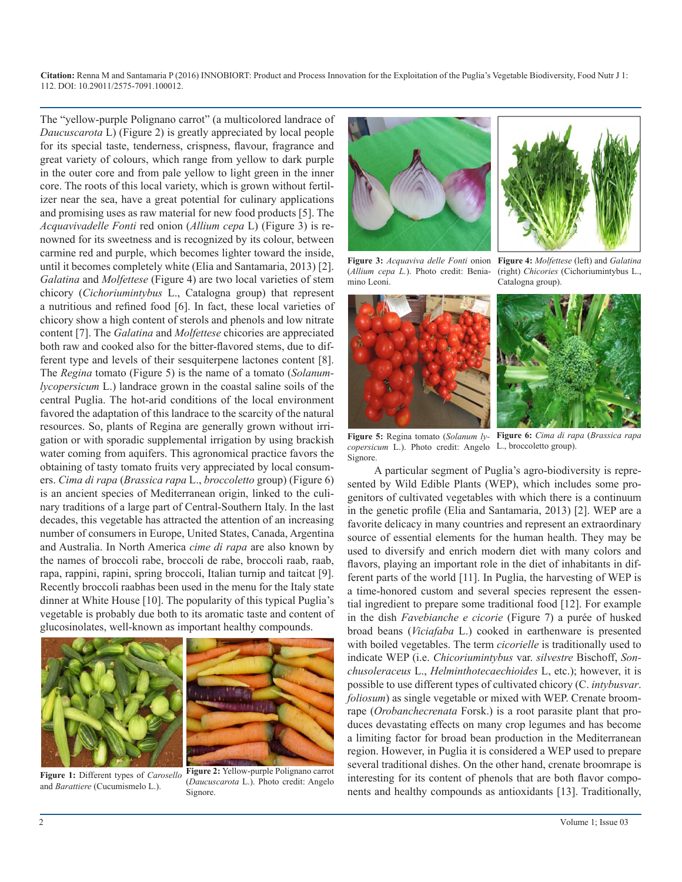The "yellow-purple Polignano carrot" (a multicolored landrace of *Daucuscarota* L) (Figure 2) is greatly appreciated by local people for its special taste, tenderness, crispness, flavour, fragrance and great variety of colours, which range from yellow to dark purple in the outer core and from pale yellow to light green in the inner core. The roots of this local variety, which is grown without fertilizer near the sea, have a great potential for culinary applications and promising uses as raw material for new food products [5]. The *Acquavivadelle Fonti* red onion (*Allium cepa* L) (Figure 3) is renowned for its sweetness and is recognized by its colour, between carmine red and purple, which becomes lighter toward the inside, until it becomes completely white (Elia and Santamaria, 2013) [2]. *Galatina* and *Molfettese* (Figure 4) are two local varieties of stem chicory (*Cichoriumintybus* L., Catalogna group) that represent a nutritious and refined food [6]. In fact, these local varieties of chicory show a high content of sterols and phenols and low nitrate content [7]. The *Galatina* and *Molfettese* chicories are appreciated both raw and cooked also for the bitter-flavored stems, due to different type and levels of their sesquiterpene lactones content [8]. The *Regina* tomato (Figure 5) is the name of a tomato (*Solanumlycopersicum* L.) landrace grown in the coastal saline soils of the central Puglia. The hot-arid conditions of the local environment favored the adaptation of this landrace to the scarcity of the natural resources. So, plants of Regina are generally grown without irrigation or with sporadic supplemental irrigation by using brackish water coming from aquifers. This agronomical practice favors the obtaining of tasty tomato fruits very appreciated by local consumers. *Cima di rapa* (*Brassica rapa* L., *broccoletto* group) (Figure 6) is an ancient species of Mediterranean origin, linked to the culinary traditions of a large part of Central-Southern Italy. In the last decades, this vegetable has attracted the attention of an increasing number of consumers in Europe, United States, Canada, Argentina and Australia. In North America *cime di rapa* are also known by the names of broccoli rabe, broccoli de rabe, broccoli raab, raab, rapa, rappini, rapini, spring broccoli, Italian turnip and taitcat [9]. Recently broccoli raabhas been used in the menu for the Italy state dinner at White House [10]. The popularity of this typical Puglia's vegetable is probably due both to its aromatic taste and content of glucosinolates, well-known as important healthy compounds.

**Figure 1:** Different types of *Carosello* and *Barattiere* (Cucumismelo L.).

**Figure 2:** Yellow-purple Polignano carrot (*Daucuscarota* L.). Photo credit: Angelo Signore.

**Figure 3:** *Acquaviva delle Fonti* onion (*Allium cepa L.*). Photo credit: Beniamino Leoni.

**Figure 4:** *Molfettese* (left) and *Galatina* (right) *Chicories* (Cichoriumintybus L., Catalogna group).

**Figure 5:** Regina tomato (*Solanum lycopersicum* L.). Photo credit: Angelo Signore.

**Figure 6:** *Cima di rapa* (*Brassica rapa* L., broccoletto group).

A particular segment of Puglia's agro-biodiversity is represented by Wild Edible Plants (WEP), which includes some progenitors of cultivated vegetables with which there is a continuum in the genetic profile (Elia and Santamaria, 2013) [2]. WEP are a favorite delicacy in many countries and represent an extraordinary source of essential elements for the human health. They may be used to diversify and enrich modern diet with many colors and flavors, playing an important role in the diet of inhabitants in different parts of the world [11]. In Puglia, the harvesting of WEP is a time-honored custom and several species represent the essential ingredient to prepare some traditional food [12]. For example in the dish *Favebianche e cicorie* (Figure 7) a purée of husked broad beans (*Viciafaba* L.) cooked in earthenware is presented with boiled vegetables. The term *cicorielle* is traditionally used to indicate WEP (i.e. *Chicoriumintybus* var. *silvestre* Bischoff, *Sonchusoleraceus* L., *Helminthotecaechioides* L, etc.); however, it is possible to use different types of cultivated chicory (C. *intybusvar*. *foliosum*) as single vegetable or mixed with WEP. Crenate broomrape (*Orobanchecrenata* Forsk.) is a root parasite plant that produces devastating effects on many crop legumes and has become a limiting factor for broad bean production in the Mediterranean region. However, in Puglia it is considered a WEP used to prepare several traditional dishes. On the other hand, crenate broomrape is interesting for its content of phenols that are both flavor components and healthy compounds as antioxidants [13]. Traditionally,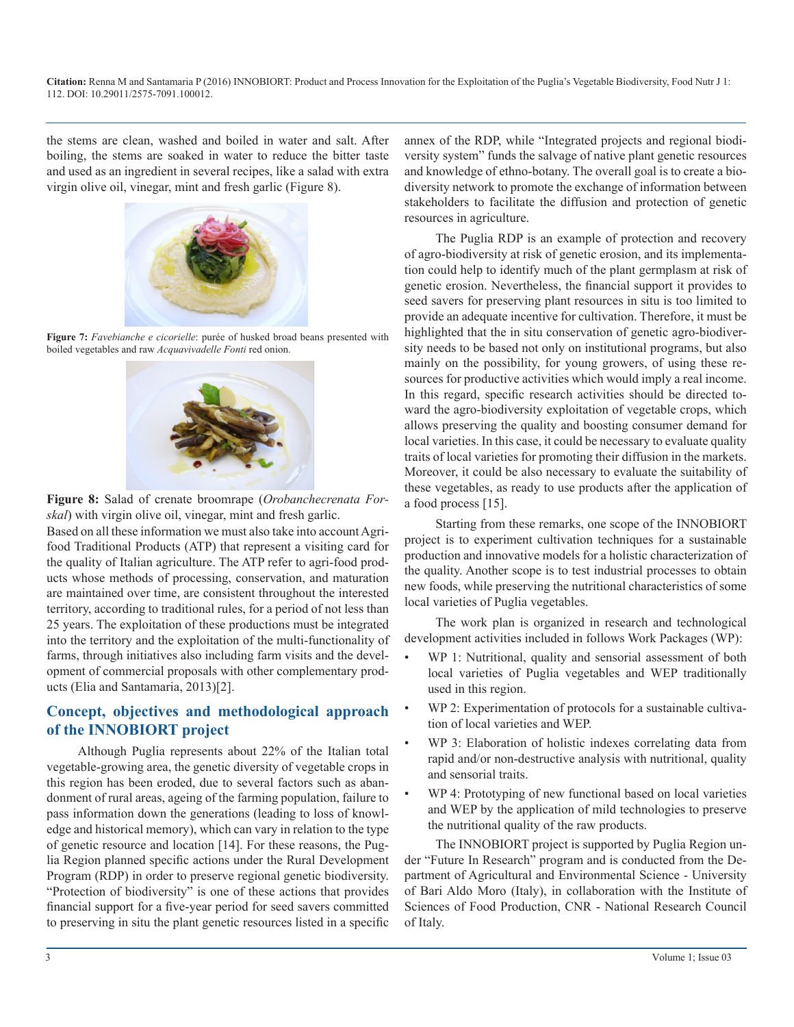the stems are clean, washed and boiled in water and salt. After boiling, the stems are soaked in water to reduce the bitter taste and used as an ingredient in several recipes, like a salad with extra virgin olive oil, vinegar, mint and fresh garlic (Figure 8).

**Figure 7:** *Favebianche e cicorielle*: purée of husked broad beans presented with boiled vegetables and raw *Acquavivadelle Fonti* red onion.

**Figure 8:** Salad of crenate broomrape (*Orobanchecrenata Forskal*) with virgin olive oil, vinegar, mint and fresh garlic.

Based on all these information we must also take into account Agrifood Traditional Products (ATP) that represent a visiting card for the quality of Italian agriculture. The ATP refer to agri-food products whose methods of processing, conservation, and maturation are maintained over time, are consistent throughout the interested territory, according to traditional rules, for a period of not less than 25 years. The exploitation of these productions must be integrated into the territory and the exploitation of the multi-functionality of farms, through initiatives also including farm visits and the development of commercial proposals with other complementary products (Elia and Santamaria, 2013)[2].

## Concept, objectives and methodological approach of the INNOBIORT project

Although Puglia represents about 22% of the Italian total vegetable-growing area, the genetic diversity of vegetable crops in this region has been eroded, due to several factors such as abandonment of rural areas, ageing of the farming population, failure to pass information down the generations (leading to loss of knowledge and historical memory), which can vary in relation to the type of genetic resource and location [14]. For these reasons, the Puglia Region planned specific actions under the Rural Development Program (RDP) in order to preserve regional genetic biodiversity. "Protection of biodiversity" is one of these actions that provides financial support for a five-year period for seed savers committed to preserving in situ the plant genetic resources listed in a specific annex of the RDP, while "Integrated projects and regional biodiversity system" funds the salvage of native plant genetic resources and knowledge of ethno-botany. The overall goal is to create a biodiversity network to promote the exchange of information between stakeholders to facilitate the diffusion and protection of genetic resources in agriculture.

The Puglia RDP is an example of protection and recovery of agro-biodiversity at risk of genetic erosion, and its implementation could help to identify much of the plant germplasm at risk of genetic erosion. Nevertheless, the financial support it provides to seed savers for preserving plant resources in situ is too limited to provide an adequate incentive for cultivation. Therefore, it must be highlighted that the in situ conservation of genetic agro-biodiversity needs to be based not only on institutional programs, but also mainly on the possibility, for young growers, of using these resources for productive activities which would imply a real income. In this regard, specific research activities should be directed toward the agro-biodiversity exploitation of vegetable crops, which allows preserving the quality and boosting consumer demand for local varieties. In this case, it could be necessary to evaluate quality traits of local varieties for promoting their diffusion in the markets. Moreover, it could be also necessary to evaluate the suitability of these vegetables, as ready to use products after the application of a food process [15].

Starting from these remarks, one scope of the INNOBIORT project is to experiment cultivation techniques for a sustainable production and innovative models for a holistic characterization of the quality. Another scope is to test industrial processes to obtain new foods, while preserving the nutritional characteristics of some local varieties of Puglia vegetables.

The work plan is organized in research and technological development activities included in follows Work Packages (WP):

- WP 1: Nutritional, quality and sensorial assessment of both local varieties of Puglia vegetables and WEP traditionally used in this region.
- WP 2: Experimentation of protocols for a sustainable cultivation of local varieties and WEP.
- WP 3: Elaboration of holistic indexes correlating data from rapid and/or non-destructive analysis with nutritional, quality and sensorial traits.
- WP 4: Prototyping of new functional based on local varieties and WEP by the application of mild technologies to preserve the nutritional quality of the raw products.

The INNOBIORT project is supported by Puglia Region under "Future In Research" program and is conducted from the Department of Agricultural and Environmental Science - University of Bari Aldo Moro (Italy), in collaboration with the Institute of Sciences of Food Production, CNR - National Research Council of Italy.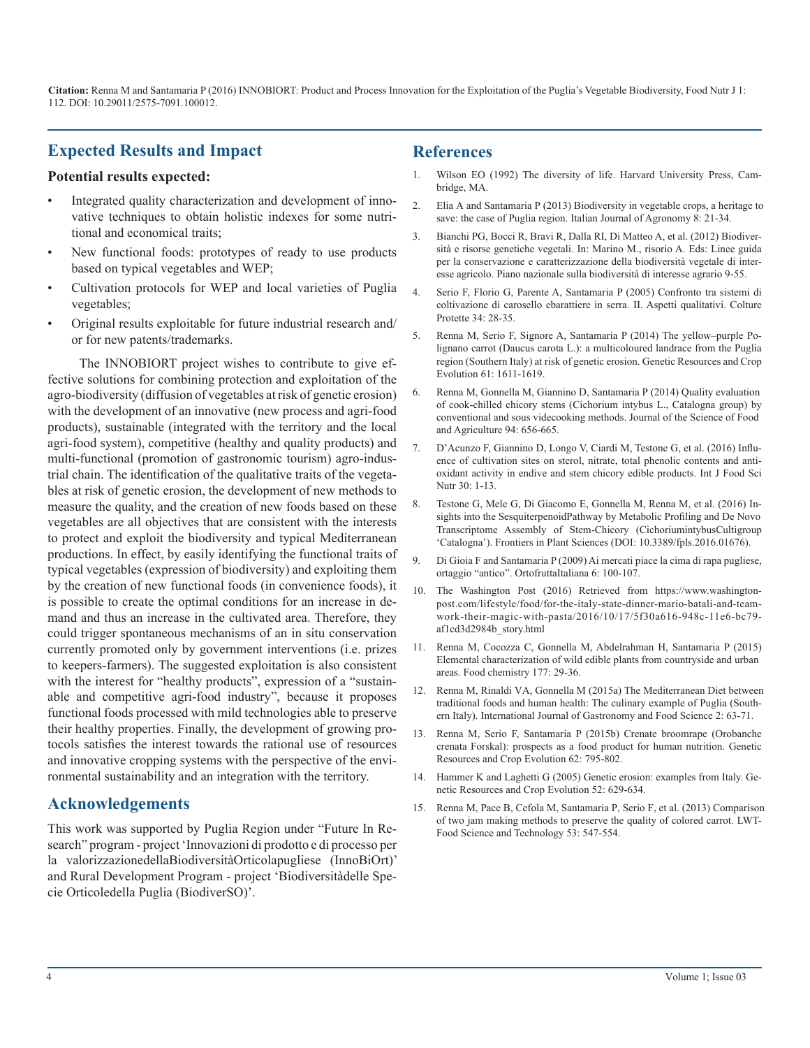## Expected Results and Impact

**Potential results expected:**

- Integrated quality characterization and development of innovative techniques to obtain holistic indexes for some nutritional and economical traits;
- New functional foods: prototypes of ready to use products based on typical vegetables and WEP;
- Cultivation protocols for WEP and local varieties of Puglia vegetables;
- Original results exploitable for future industrial research and/or for new patents/trademarks.

The INNOBIORT project wishes to contribute to give effective solutions for combining protection and exploitation of the agro-biodiversity (diffusion of vegetables at risk of genetic erosion) with the development of an innovative (new process and agri-food products), sustainable (integrated with the territory and the local agri-food system), competitive (healthy and quality products) and multi-functional (promotion of gastronomic tourism) agro-industrial chain. The identification of the qualitative traits of the vegetables at risk of genetic erosion, the development of new methods to measure the quality, and the creation of new foods based on these vegetables are all objectives that are consistent with the interests to protect and exploit the biodiversity and typical Mediterranean productions. In effect, by easily identifying the functional traits of typical vegetables (expression of biodiversity) and exploiting them by the creation of new functional foods (in convenience foods), it is possible to create the optimal conditions for an increase in demand and thus an increase in the cultivated area. Therefore, they could trigger spontaneous mechanisms of an in situ conservation currently promoted only by government interventions (i.e. prizes to keepers-farmers). The suggested exploitation is also consistent with the interest for "healthy products", expression of a "sustainable and competitive agri-food industry", because it proposes functional foods processed with mild technologies able to preserve their healthy properties. Finally, the development of growing protocols satisfies the interest towards the rational use of resources and innovative cropping systems with the perspective of the environmental sustainability and an integration with the territory.

## Acknowledgements

This work was supported by Puglia Region under "Future In Research" program - project 'Innovazioni di prodotto e di processo per la valorizzazionedellaBiodiversitàOrticolapugliese (InnoBiOrt)' and Rural Development Program - project 'Biodiversitàdelle Specie Orticoledella Puglia (BiodiverSO)'.

## References

1. Wilson EO (1992) The diversity of life. Harvard University Press, Cambridge, MA.
2. Elia A and Santamaria P (2013) Biodiversity in vegetable crops, a heritage to save: the case of Puglia region. Italian Journal of Agronomy 8: 21-34.
3. Bianchi PG, Bocci R, Bravi R, Dalla RI, Di Matteo A, et al. (2012) Biodiversità e risorse genetiche vegetali. In: Marino M., risorio A. Eds: Linee guida per la conservazione e caratterizzazione della biodiversità vegetale di interesse agricolo. Piano nazionale sulla biodiversità di interesse agrario 9-55.
4. Serio F, Florio G, Parente A, Santamaria P (2005) Confronto tra sistemi di coltivazione di carosello ebarattiere in serra. II. Aspetti qualitativi. Colture Protette 34: 28-35.
5. Renna M, Serio F, Signore A, Santamaria P (2014) The yellow–purple Polignano carrot (Daucus carota L.): a multicoloured landrace from the Puglia region (Southern Italy) at risk of genetic erosion. Genetic Resources and Crop Evolution 61: 1611-1619.
6. Renna M, Gonnella M, Giannino D, Santamaria P (2014) Quality evaluation of cook-chilled chicory stems (Cichorium intybus L., Catalogna group) by conventional and sous videcooking methods. Journal of the Science of Food and Agriculture 94: 656-665.
7. D'Acunzo F, Giannino D, Longo V, Ciardi M, Testone G, et al. (2016) Influence of cultivation sites on sterol, nitrate, total phenolic contents and antioxidant activity in endive and stem chicory edible products. Int J Food Sci Nutr 30: 1-13.
8. Testone G, Mele G, Di Giacomo E, Gonnella M, Renna M, et al. (2016) Insights into the SesquiterpenoidPathway by Metabolic Profiling and De Novo Transcriptome Assembly of Stem-Chicory (CichoriumintybusCultigroup 'Catalogna'). Frontiers in Plant Sciences (DOI: 10.3389/fpls.2016.01676).
9. Di Gioia F and Santamaria P (2009) Ai mercati piace la cima di rapa pugliese, ortaggio "antico". OrtofruttaItaliana 6: 100-107.
10. The Washington Post (2016) Retrieved from https://www.washingtonpost.com/lifestyle/food/for-the-italy-state-dinner-mario-batali-and-team-work-their-magic-with-pasta/2016/10/17/5f30a616-948c-11e6-bc79-af1cd3d2984b_story.html
11. Renna M, Cocozza C, Gonnella M, Abdelrahman H, Santamaria P (2015) Elemental characterization of wild edible plants from countryside and urban areas. Food chemistry 177: 29-36.
12. Renna M, Rinaldi VA, Gonnella M (2015a) The Mediterranean Diet between traditional foods and human health: The culinary example of Puglia (Southern Italy). International Journal of Gastronomy and Food Science 2: 63-71.
13. Renna M, Serio F, Santamaria P (2015b) Crenate broomrape (Orobanche crenata Forskal): prospects as a food product for human nutrition. Genetic Resources and Crop Evolution 62: 795-802.
14. Hammer K and Laghetti G (2005) Genetic erosion: examples from Italy. Genetic Resources and Crop Evolution 52: 629-634.
15. Renna M, Pace B, Cefola M, Santamaria P, Serio F, et al. (2013) Comparison of two jam making methods to preserve the quality of colored carrot. LWT-Food Science and Technology 53: 547-554.